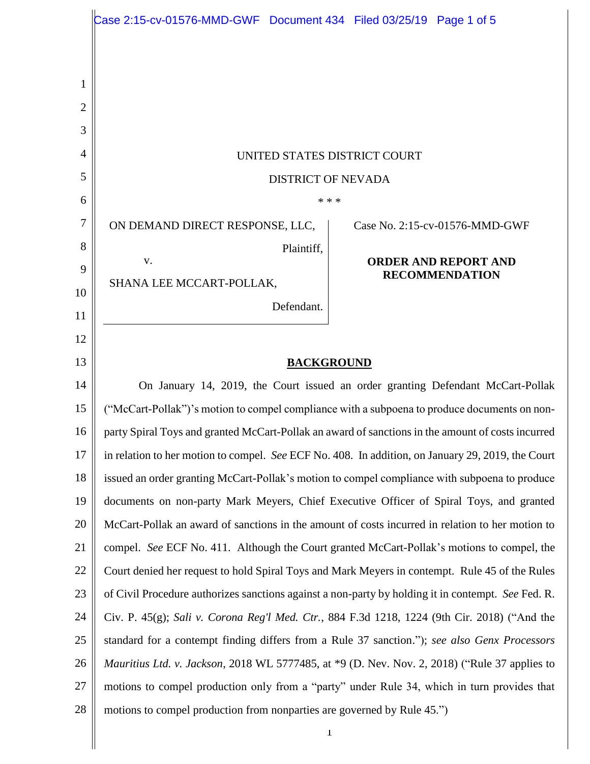UNITED STATES DISTRICT COURT

DISTRICT OF NEVADA

\* \* \*

ON DEMAND DIRECT RESPONSE, LLC,

Plaintiff,

v.

SHANA LEE MCCART-POLLAK,

Defendant.

Case No. 2:15-cv-01576-MMD-GWF

**ORDER AND REPORT AND RECOMMENDATION**

## BACKGROUND

On January 14, 2019, the Court issued an order granting Defendant McCart-Pollak ("McCart-Pollak")'s motion to compel compliance with a subpoena to produce documents on non-party Spiral Toys and granted McCart-Pollak an award of sanctions in the amount of costs incurred in relation to her motion to compel. *See* ECF No. 408. In addition, on January 29, 2019, the Court issued an order granting McCart-Pollak's motion to compel compliance with subpoena to produce documents on non-party Mark Meyers, Chief Executive Officer of Spiral Toys, and granted McCart-Pollak an award of sanctions in the amount of costs incurred in relation to her motion to compel. *See* ECF No. 411. Although the Court granted McCart-Pollak's motions to compel, the Court denied her request to hold Spiral Toys and Mark Meyers in contempt. Rule 45 of the Rules of Civil Procedure authorizes sanctions against a non-party by holding it in contempt. *See* Fed. R. Civ. P. 45(g); *Sali v. Corona Reg'l Med. Ctr.*, 884 F.3d 1218, 1224 (9th Cir. 2018) ("And the standard for a contempt finding differs from a Rule 37 sanction."); *see also Genx Processors Mauritius Ltd. v. Jackson*, 2018 WL 5777485, at \*9 (D. Nev. Nov. 2, 2018) ("Rule 37 applies to motions to compel production only from a "party" under Rule 34, which in turn provides that motions to compel production from nonparties are governed by Rule 45.")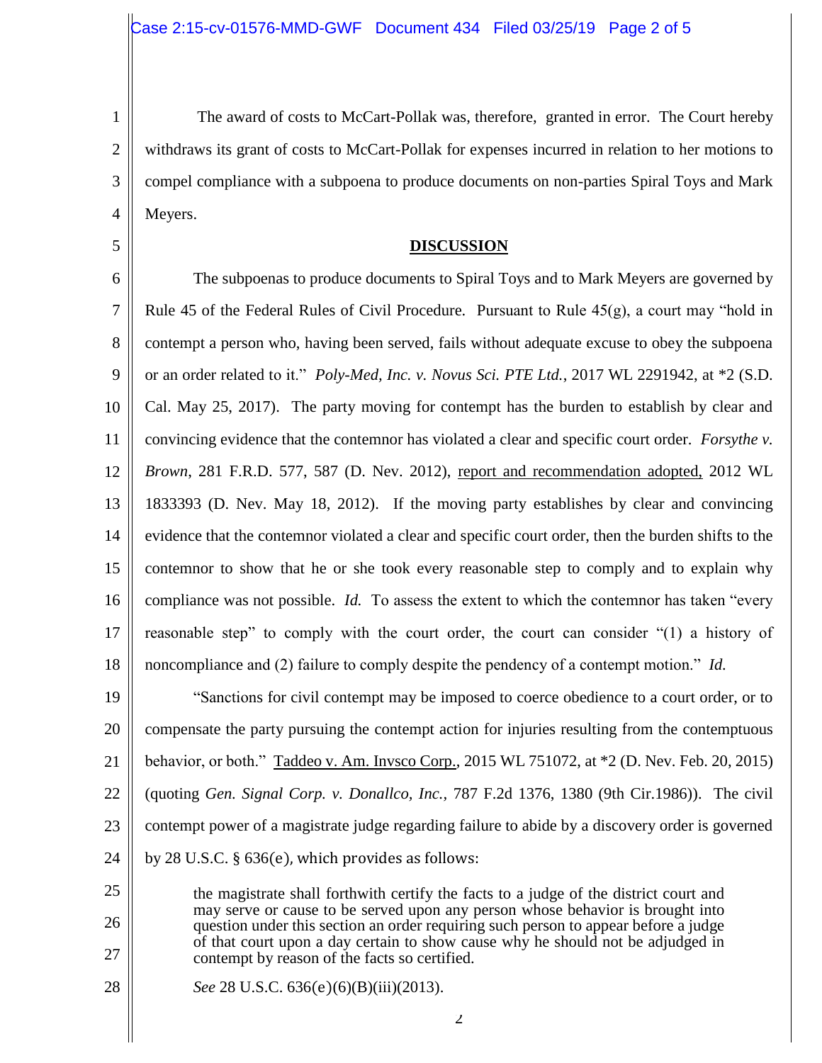The award of costs to McCart-Pollak was, therefore, granted in error. The Court hereby withdraws its grant of costs to McCart-Pollak for expenses incurred in relation to her motions to compel compliance with a subpoena to produce documents on non-parties Spiral Toys and Mark Meyers.

## DISCUSSION

The subpoenas to produce documents to Spiral Toys and to Mark Meyers are governed by Rule 45 of the Federal Rules of Civil Procedure. Pursuant to Rule 45(g), a court may "hold in contempt a person who, having been served, fails without adequate excuse to obey the subpoena or an order related to it." *Poly-Med, Inc. v. Novus Sci. PTE Ltd.*, 2017 WL 2291942, at *2 (S.D. Cal. May 25, 2017). The party moving for contempt has the burden to establish by clear and convincing evidence that the contemnor has violated a clear and specific court order. *Forsythe v. Brown*, 281 F.R.D. 577, 587 (D. Nev. 2012), report and recommendation adopted, 2012 WL 1833393 (D. Nev. May 18, 2012). If the moving party establishes by clear and convincing evidence that the contemnor violated a clear and specific court order, then the burden shifts to the contemnor to show that he or she took every reasonable step to comply and to explain why compliance was not possible. *Id.* To assess the extent to which the contemnor has taken "every reasonable step" to comply with the court order, the court can consider "(1) a history of noncompliance and (2) failure to comply despite the pendency of a contempt motion." *Id.*

"Sanctions for civil contempt may be imposed to coerce obedience to a court order, or to compensate the party pursuing the contempt action for injuries resulting from the contemptuous behavior, or both." Taddeo v. Am. Invsco Corp., 2015 WL 751072, at *2 (D. Nev. Feb. 20, 2015) (quoting *Gen. Signal Corp. v. Donallco, Inc.*, 787 F.2d 1376, 1380 (9th Cir.1986)). The civil contempt power of a magistrate judge regarding failure to abide by a discovery order is governed by 28 U.S.C. § 636(e), which provides as follows:

> the magistrate shall forthwith certify the facts to a judge of the district court and may serve or cause to be served upon any person whose behavior is brought into question under this section an order requiring such person to appear before a judge of that court upon a day certain to show cause why he should not be adjudged in contempt by reason of the facts so certified.

*See* 28 U.S.C. 636(e)(6)(B)(iii)(2013).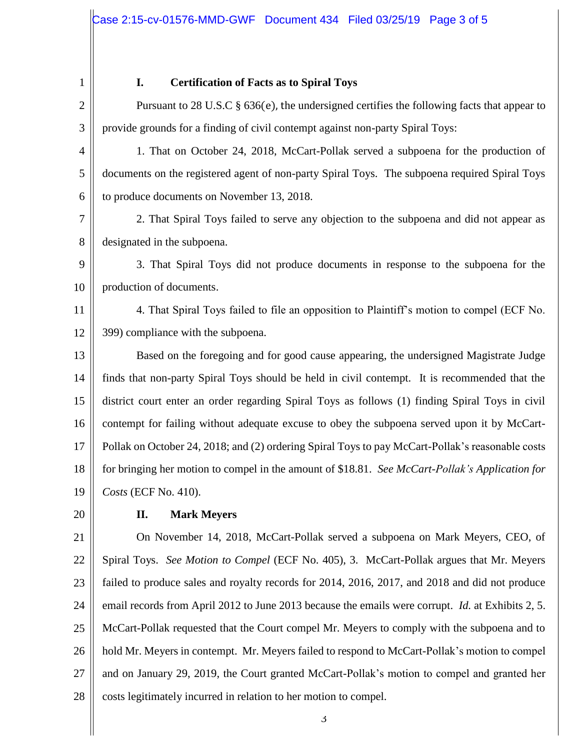## I. Certification of Facts as to Spiral Toys

Pursuant to 28 U.S.C § 636(e), the undersigned certifies the following facts that appear to provide grounds for a finding of civil contempt against non-party Spiral Toys:

1. That on October 24, 2018, McCart-Pollak served a subpoena for the production of documents on the registered agent of non-party Spiral Toys. The subpoena required Spiral Toys to produce documents on November 13, 2018.

2. That Spiral Toys failed to serve any objection to the subpoena and did not appear as designated in the subpoena.

3. That Spiral Toys did not produce documents in response to the subpoena for the production of documents.

4. That Spiral Toys failed to file an opposition to Plaintiff's motion to compel (ECF No. 399) compliance with the subpoena.

Based on the foregoing and for good cause appearing, the undersigned Magistrate Judge finds that non-party Spiral Toys should be held in civil contempt. It is recommended that the district court enter an order regarding Spiral Toys as follows (1) finding Spiral Toys in civil contempt for failing without adequate excuse to obey the subpoena served upon it by McCart-Pollak on October 24, 2018; and (2) ordering Spiral Toys to pay McCart-Pollak's reasonable costs for bringing her motion to compel in the amount of $18.81. *See McCart-Pollak's Application for Costs* (ECF No. 410).

## II. Mark Meyers

On November 14, 2018, McCart-Pollak served a subpoena on Mark Meyers, CEO, of Spiral Toys. *See Motion to Compel* (ECF No. 405), 3. McCart-Pollak argues that Mr. Meyers failed to produce sales and royalty records for 2014, 2016, 2017, and 2018 and did not produce email records from April 2012 to June 2013 because the emails were corrupt. *Id.* at Exhibits 2, 5. McCart-Pollak requested that the Court compel Mr. Meyers to comply with the subpoena and to hold Mr. Meyers in contempt. Mr. Meyers failed to respond to McCart-Pollak's motion to compel and on January 29, 2019, the Court granted McCart-Pollak's motion to compel and granted her costs legitimately incurred in relation to her motion to compel.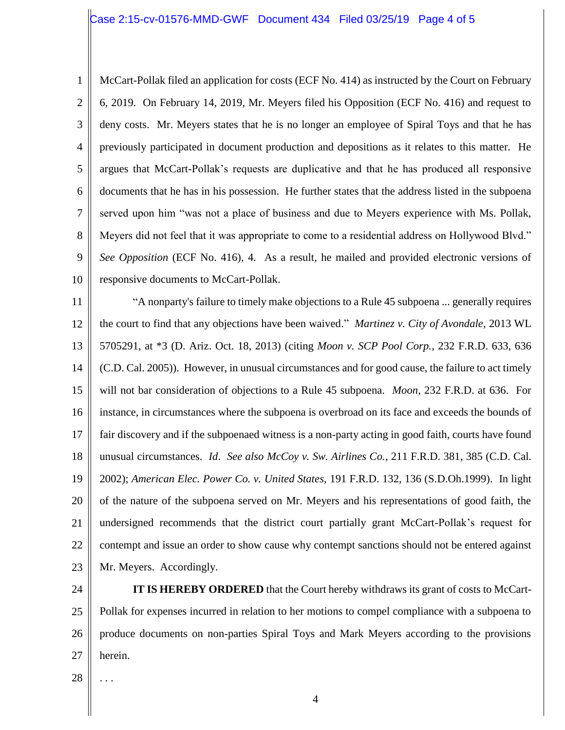McCart-Pollak filed an application for costs (ECF No. 414) as instructed by the Court on February 6, 2019. On February 14, 2019, Mr. Meyers filed his Opposition (ECF No. 416) and request to deny costs. Mr. Meyers states that he is no longer an employee of Spiral Toys and that he has previously participated in document production and depositions as it relates to this matter. He argues that McCart-Pollak's requests are duplicative and that he has produced all responsive documents that he has in his possession. He further states that the address listed in the subpoena served upon him "was not a place of business and due to Meyers experience with Ms. Pollak, Meyers did not feel that it was appropriate to come to a residential address on Hollywood Blvd." *See Opposition* (ECF No. 416), 4. As a result, he mailed and provided electronic versions of responsive documents to McCart-Pollak.

"A nonparty's failure to timely make objections to a Rule 45 subpoena ... generally requires the court to find that any objections have been waived." *Martinez v. City of Avondale*, 2013 WL 5705291, at *3 (D. Ariz. Oct. 18, 2013) (citing *Moon v. SCP Pool Corp.*, 232 F.R.D. 633, 636 (C.D. Cal. 2005)). However, in unusual circumstances and for good cause, the failure to act timely will not bar consideration of objections to a Rule 45 subpoena. *Moon*, 232 F.R.D. at 636. For instance, in circumstances where the subpoena is overbroad on its face and exceeds the bounds of fair discovery and if the subpoenaed witness is a non-party acting in good faith, courts have found unusual circumstances. *Id*. *See also McCoy v. Sw. Airlines Co.*, 211 F.R.D. 381, 385 (C.D. Cal. 2002); *American Elec. Power Co. v. United States*, 191 F.R.D. 132, 136 (S.D.Oh.1999). In light of the nature of the subpoena served on Mr. Meyers and his representations of good faith, the undersigned recommends that the district court partially grant McCart-Pollak's request for contempt and issue an order to show cause why contempt sanctions should not be entered against Mr. Meyers. Accordingly.

**IT IS HEREBY ORDERED** that the Court hereby withdraws its grant of costs to McCart-Pollak for expenses incurred in relation to her motions to compel compliance with a subpoena to produce documents on non-parties Spiral Toys and Mark Meyers according to the provisions herein.

. . .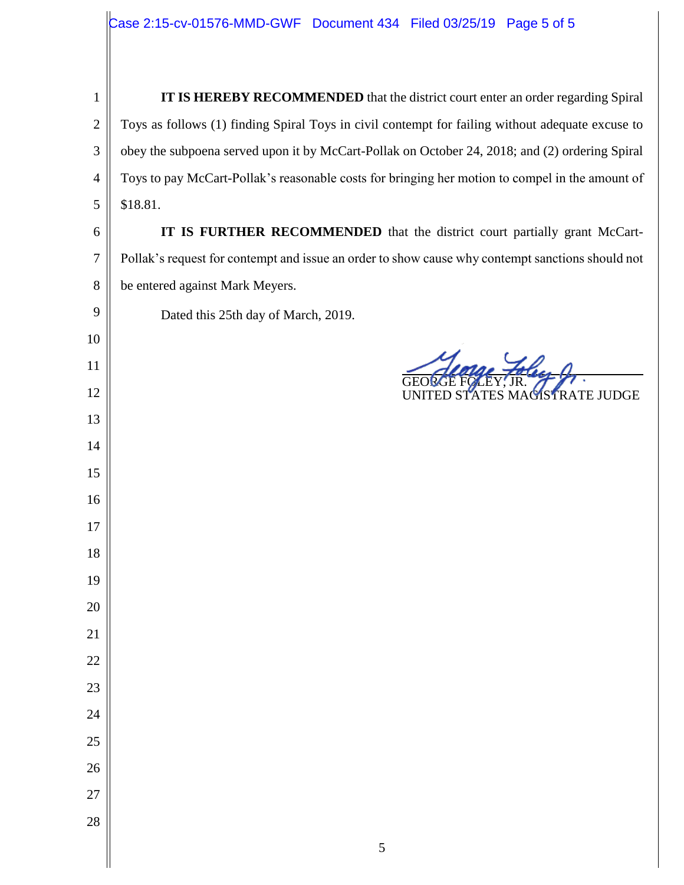**IT IS HEREBY RECOMMENDED** that the district court enter an order regarding Spiral Toys as follows (1) finding Spiral Toys in civil contempt for failing without adequate excuse to obey the subpoena served upon it by McCart-Pollak on October 24, 2018; and (2) ordering Spiral Toys to pay McCart-Pollak's reasonable costs for bringing her motion to compel in the amount of $18.81.

**IT IS FURTHER RECOMMENDED** that the district court partially grant McCart-Pollak's request for contempt and issue an order to show cause why contempt sanctions should not be entered against Mark Meyers.

Dated this 25th day of March, 2019.

GEORGE FOLEY, JR.
UNITED STATES MAGISTRATE JUDGE